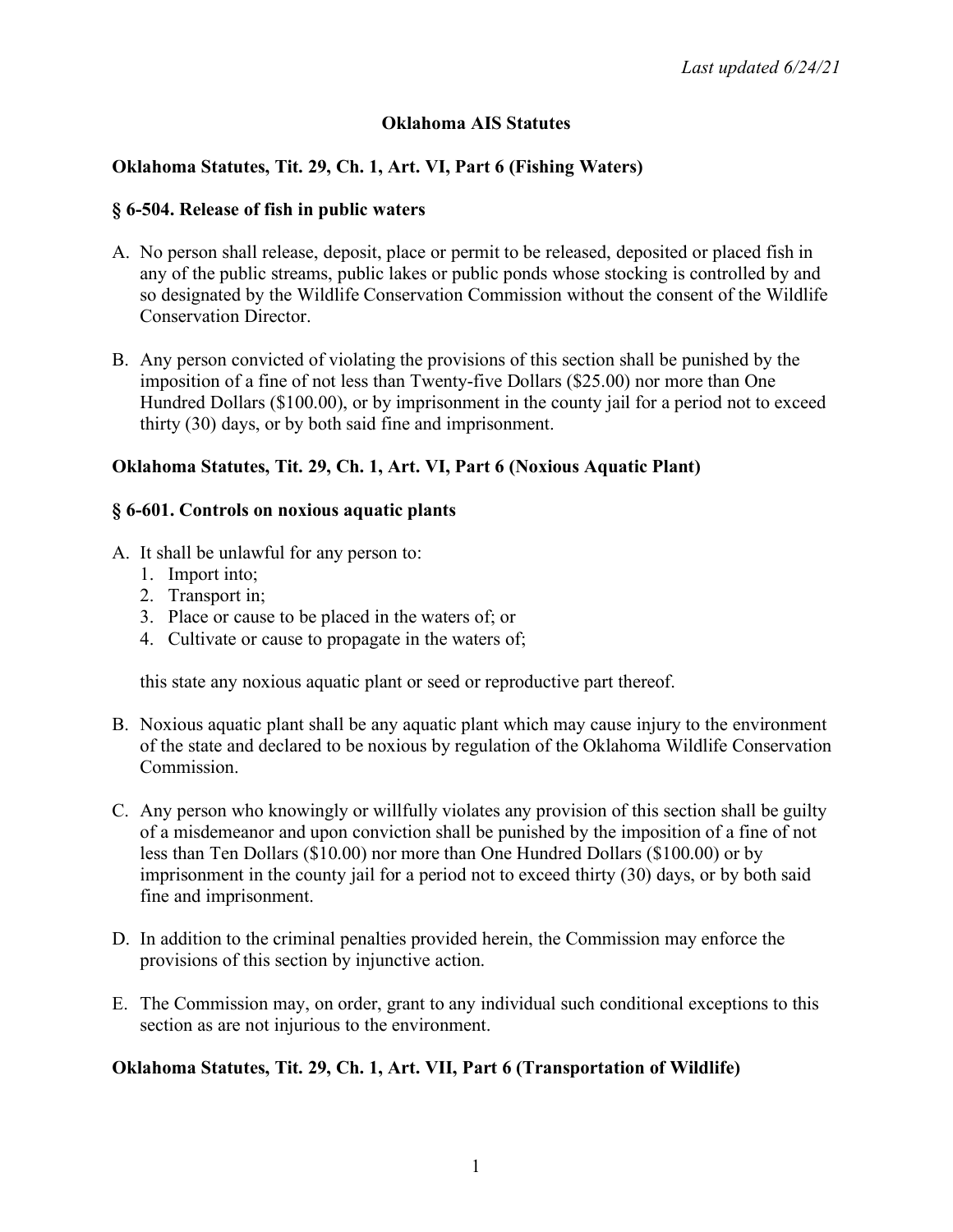*Last updated 6/24/21*

# Oklahoma AIS Statutes

## Oklahoma Statutes, Tit. 29, Ch. 1, Art. VI, Part 6 (Fishing Waters)

### § 6-504. Release of fish in public waters

A. No person shall release, deposit, place or permit to be released, deposited or placed fish in any of the public streams, public lakes or public ponds whose stocking is controlled by and so designated by the Wildlife Conservation Commission without the consent of the Wildlife Conservation Director.

B. Any person convicted of violating the provisions of this section shall be punished by the imposition of a fine of not less than Twenty-five Dollars ($25.00) nor more than One Hundred Dollars ($100.00), or by imprisonment in the county jail for a period not to exceed thirty (30) days, or by both said fine and imprisonment.

## Oklahoma Statutes, Tit. 29, Ch. 1, Art. VI, Part 6 (Noxious Aquatic Plant)

### § 6-601. Controls on noxious aquatic plants

A. It shall be unlawful for any person to:
   1. Import into;
   2. Transport in;
   3. Place or cause to be placed in the waters of; or
   4. Cultivate or cause to propagate in the waters of;

   this state any noxious aquatic plant or seed or reproductive part thereof.

B. Noxious aquatic plant shall be any aquatic plant which may cause injury to the environment of the state and declared to be noxious by regulation of the Oklahoma Wildlife Conservation Commission.

C. Any person who knowingly or willfully violates any provision of this section shall be guilty of a misdemeanor and upon conviction shall be punished by the imposition of a fine of not less than Ten Dollars ($10.00) nor more than One Hundred Dollars ($100.00) or by imprisonment in the county jail for a period not to exceed thirty (30) days, or by both said fine and imprisonment.

D. In addition to the criminal penalties provided herein, the Commission may enforce the provisions of this section by injunctive action.

E. The Commission may, on order, grant to any individual such conditional exceptions to this section as are not injurious to the environment.

## Oklahoma Statutes, Tit. 29, Ch. 1, Art. VII, Part 6 (Transportation of Wildlife)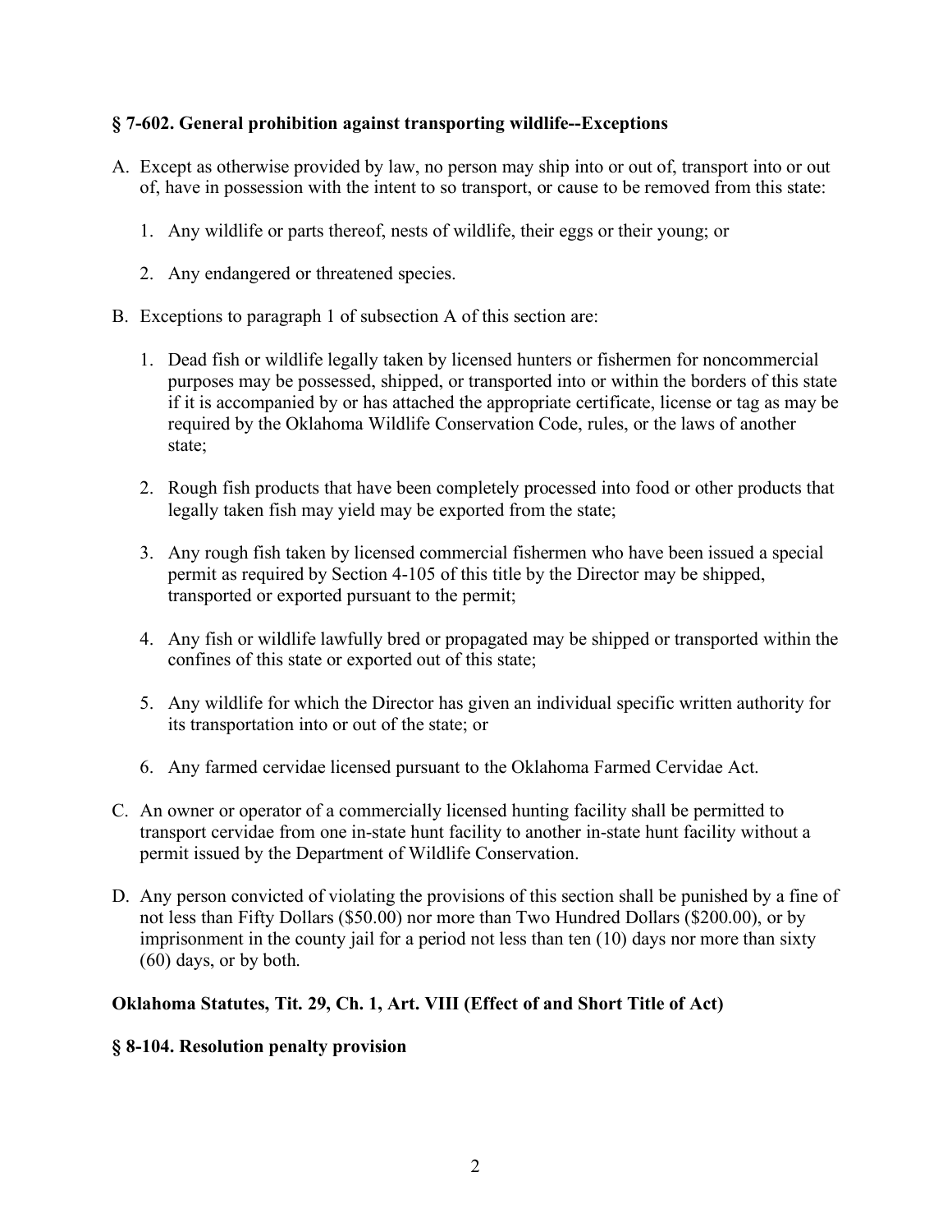### § 7-602. General prohibition against transporting wildlife--Exceptions

A. Except as otherwise provided by law, no person may ship into or out of, transport into or out of, have in possession with the intent to so transport, or cause to be removed from this state:

   1. Any wildlife or parts thereof, nests of wildlife, their eggs or their young; or

   2. Any endangered or threatened species.

B. Exceptions to paragraph 1 of subsection A of this section are:

   1. Dead fish or wildlife legally taken by licensed hunters or fishermen for noncommercial purposes may be possessed, shipped, or transported into or within the borders of this state if it is accompanied by or has attached the appropriate certificate, license or tag as may be required by the Oklahoma Wildlife Conservation Code, rules, or the laws of another state;

   2. Rough fish products that have been completely processed into food or other products that legally taken fish may yield may be exported from the state;

   3. Any rough fish taken by licensed commercial fishermen who have been issued a special permit as required by Section 4-105 of this title by the Director may be shipped, transported or exported pursuant to the permit;

   4. Any fish or wildlife lawfully bred or propagated may be shipped or transported within the confines of this state or exported out of this state;

   5. Any wildlife for which the Director has given an individual specific written authority for its transportation into or out of the state; or

   6. Any farmed cervidae licensed pursuant to the Oklahoma Farmed Cervidae Act.

C. An owner or operator of a commercially licensed hunting facility shall be permitted to transport cervidae from one in-state hunt facility to another in-state hunt facility without a permit issued by the Department of Wildlife Conservation.

D. Any person convicted of violating the provisions of this section shall be punished by a fine of not less than Fifty Dollars ($50.00) nor more than Two Hundred Dollars ($200.00), or by imprisonment in the county jail for a period not less than ten (10) days nor more than sixty (60) days, or by both.

### Oklahoma Statutes, Tit. 29, Ch. 1, Art. VIII (Effect of and Short Title of Act)

### § 8-104. Resolution penalty provision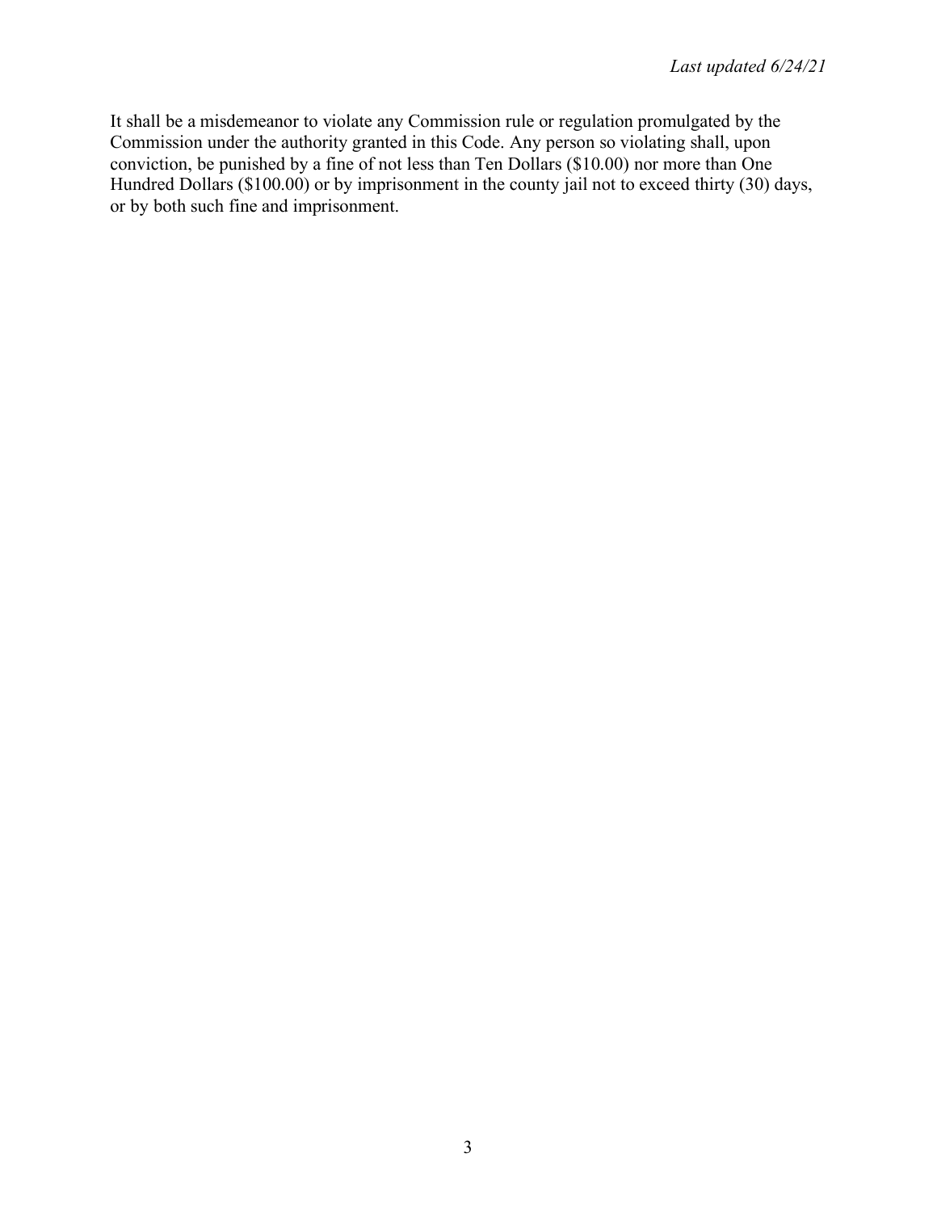It shall be a misdemeanor to violate any Commission rule or regulation promulgated by the Commission under the authority granted in this Code. Any person so violating shall, upon conviction, be punished by a fine of not less than Ten Dollars ($10.00) nor more than One Hundred Dollars ($100.00) or by imprisonment in the county jail not to exceed thirty (30) days, or by both such fine and imprisonment.